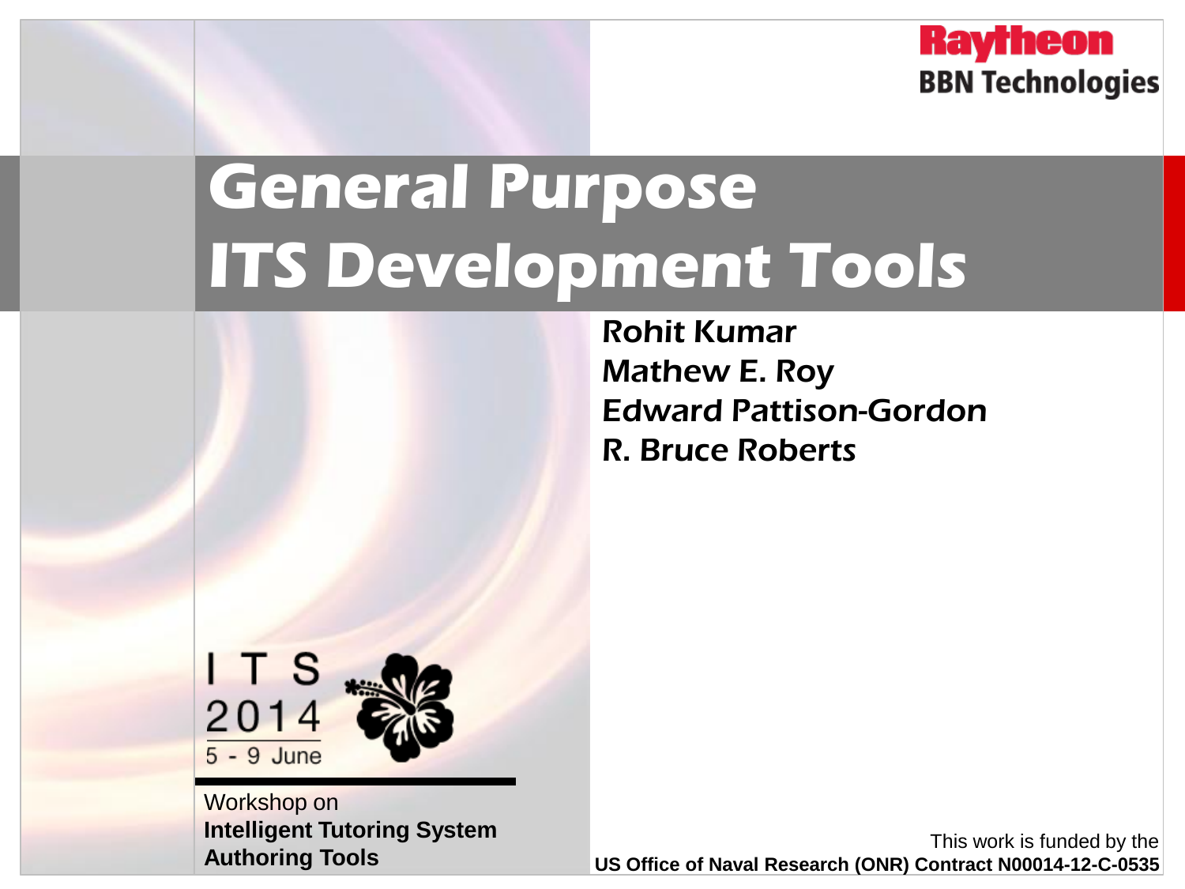Raytheon
BBN Technologies

# General Purpose ITS Development Tools

Rohit Kumar
Mathew E. Roy
Edward Pattison-Gordon
R. Bruce Roberts

ITS 2014
5 - 9 June

Workshop on
**Intelligent Tutoring System Authoring Tools**

This work is funded by the
**US Office of Naval Research (ONR) Contract N00014-12-C-0535**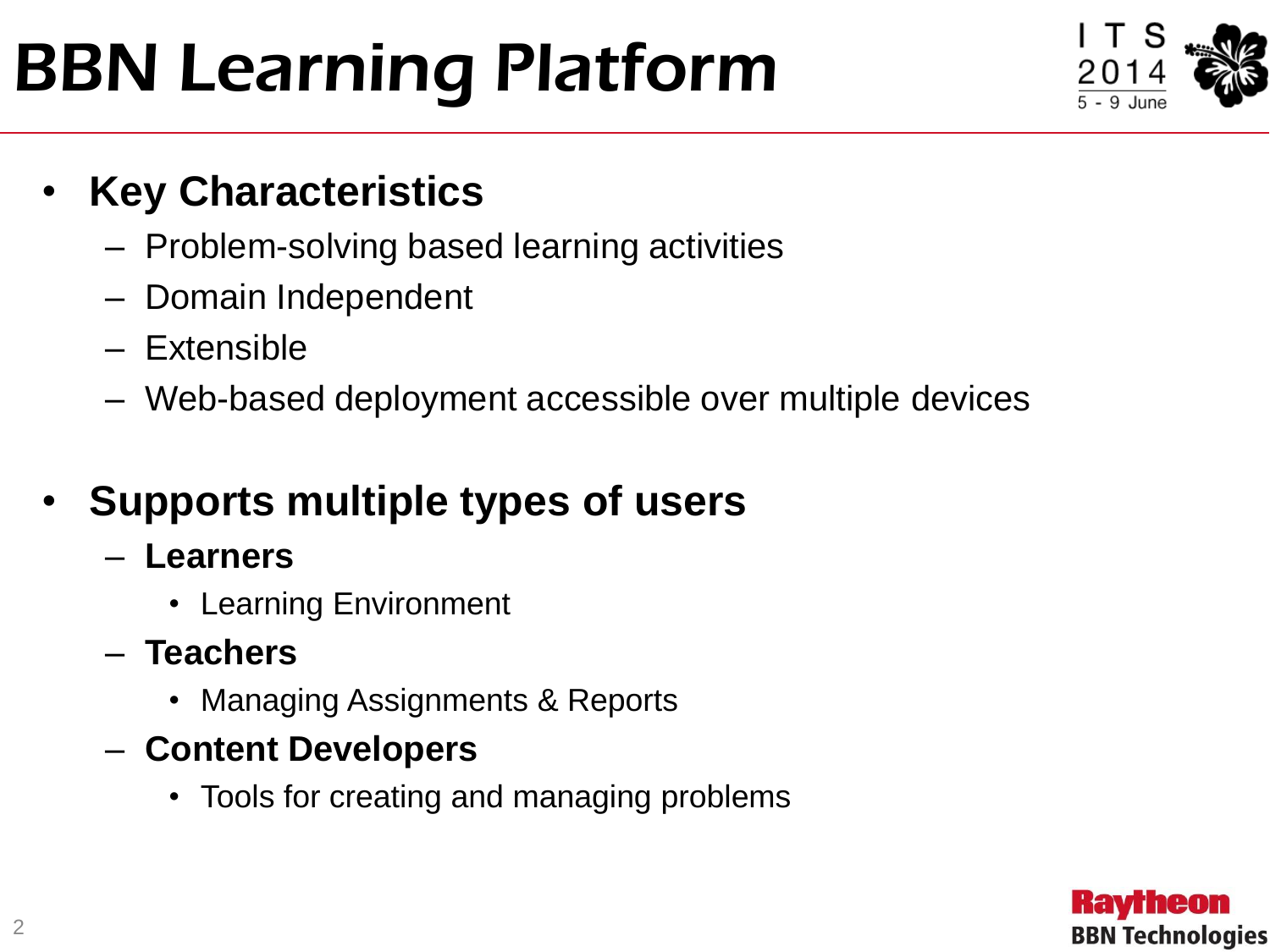# BBN Learning Platform

- **Key Characteristics**
  - Problem-solving based learning activities
  - Domain Independent
  - Extensible
  - Web-based deployment accessible over multiple devices

- **Supports multiple types of users**
  - **Learners**
    - Learning Environment
  - **Teachers**
    - Managing Assignments & Reports
  - **Content Developers**
    - Tools for creating and managing problems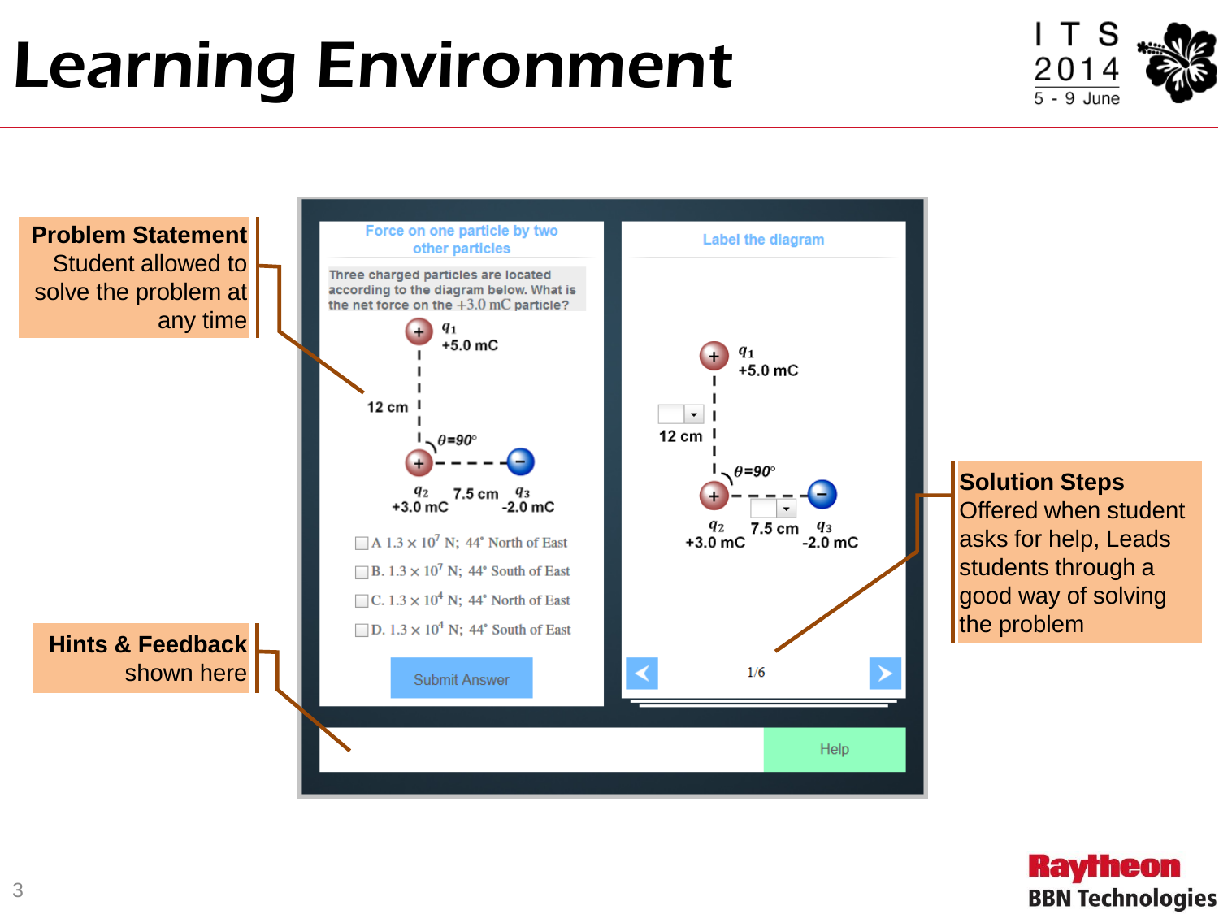# Learning Environment

**Problem Statement**
Student allowed to solve the problem at any time

**Hints & Feedback** shown here

**Solution Steps**
Offered when student asks for help, Leads students through a good way of solving the problem

Force on one particle by two other particles

Three charged particles are located according to the diagram below. What is the net force on the +3.0 mC particle?

$q_1$ +5.0 mC

12 cm

$\theta$=90°

$q_2$ +3.0 mC 7.5 cm $q_3$ -2.0 mC

- A $1.3 \times 10^7$ N; 44° North of East
- B. $1.3 \times 10^7$ N; 44° South of East
- C. $1.3 \times 10^4$ N; 44° North of East
- D. $1.3 \times 10^4$ N; 44° South of East

Submit Answer

Label the diagram

1/6

Help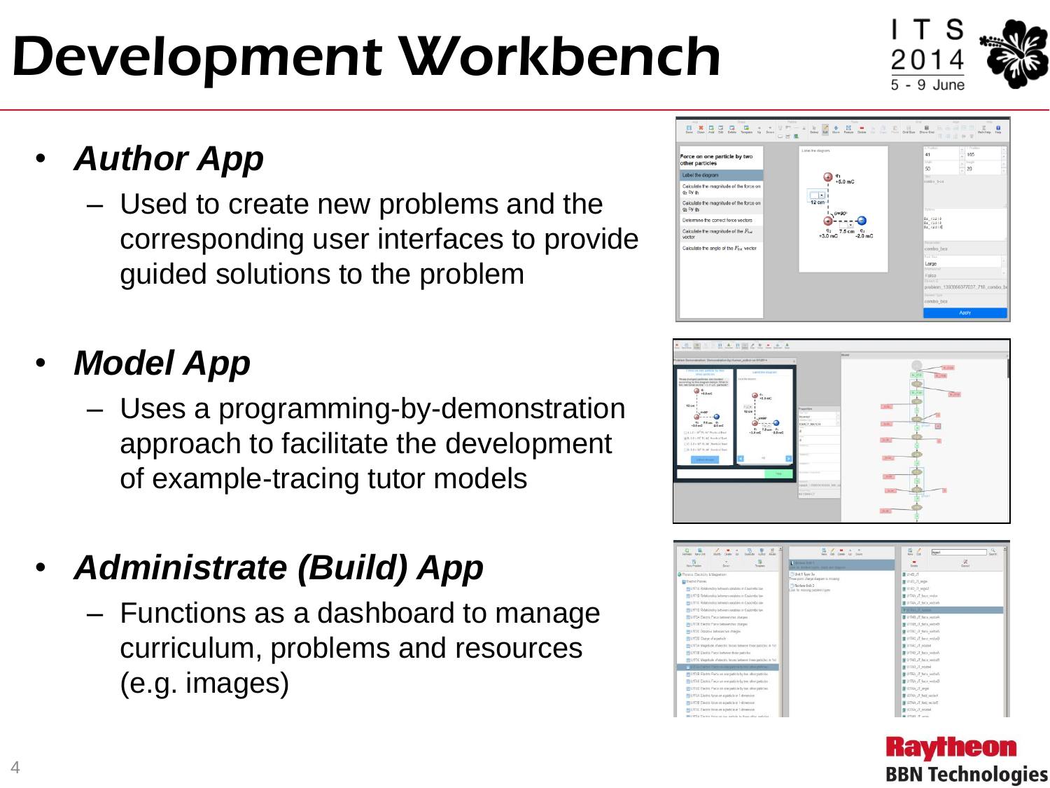# Development Workbench

- ***Author App***
  - Used to create new problems and the corresponding user interfaces to provide guided solutions to the problem
- ***Model App***
  - Uses a programming-by-demonstration approach to facilitate the development of example-tracing tutor models
- ***Administrate (Build) App***
  - Functions as a dashboard to manage curriculum, problems and resources (e.g. images)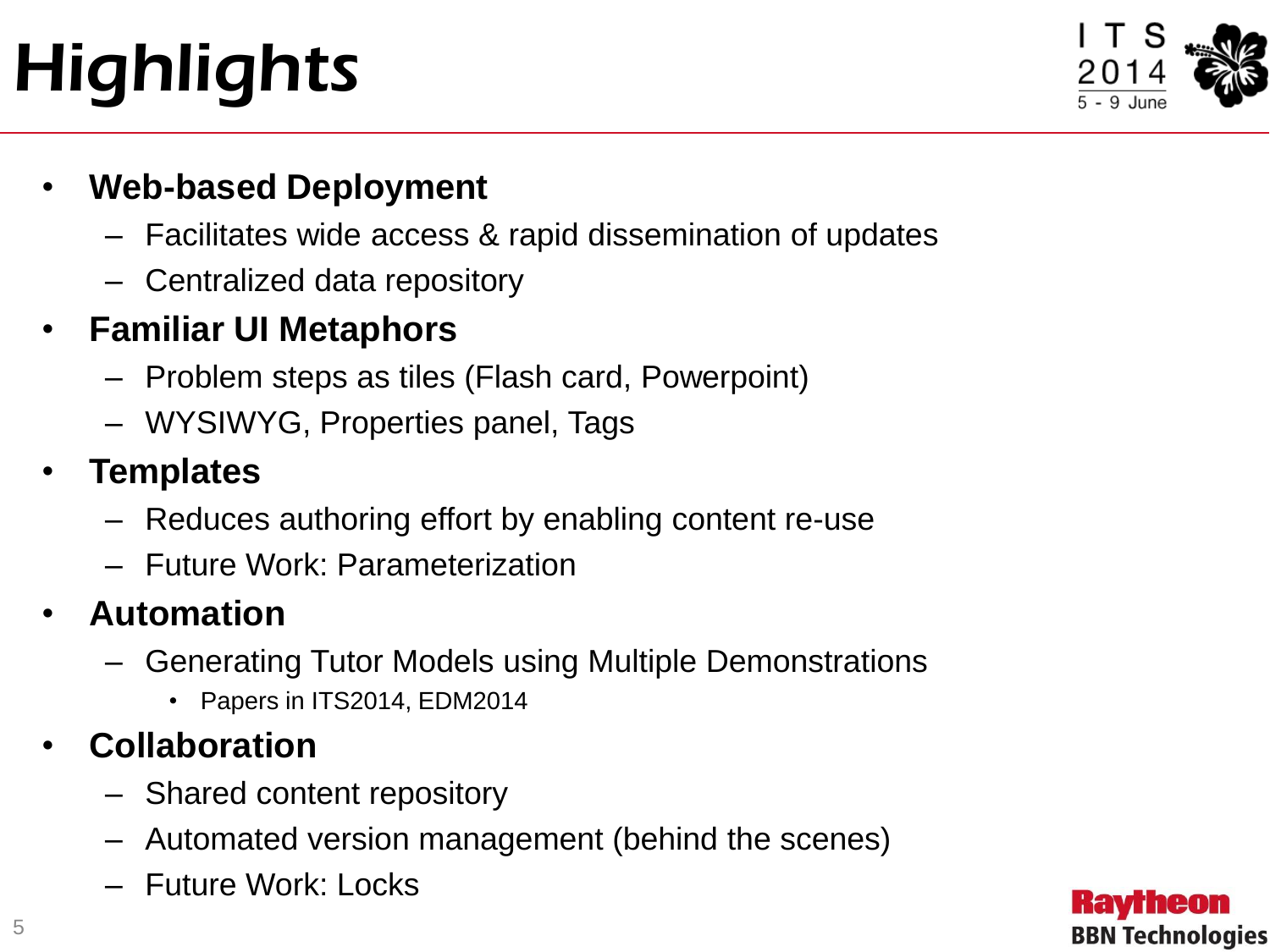# Highlights

- **Web-based Deployment**
  - Facilitates wide access & rapid dissemination of updates
  - Centralized data repository
- **Familiar UI Metaphors**
  - Problem steps as tiles (Flash card, Powerpoint)
  - WYSIWYG, Properties panel, Tags
- **Templates**
  - Reduces authoring effort by enabling content re-use
  - Future Work: Parameterization
- **Automation**
  - Generating Tutor Models using Multiple Demonstrations
    - Papers in ITS2014, EDM2014
- **Collaboration**
  - Shared content repository
  - Automated version management (behind the scenes)
  - Future Work: Locks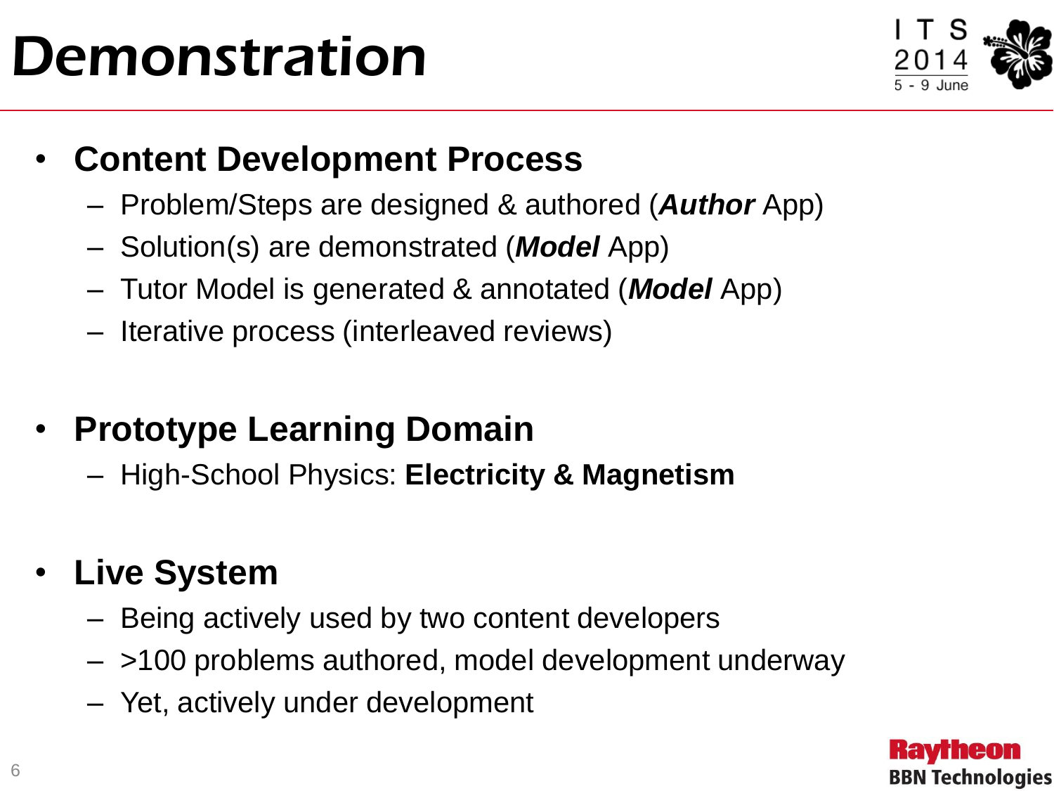# Demonstration

- **Content Development Process**
  - Problem/Steps are designed & authored (***Author*** App)
  - Solution(s) are demonstrated (***Model*** App)
  - Tutor Model is generated & annotated (***Model*** App)
  - Iterative process (interleaved reviews)

- **Prototype Learning Domain**
  - High-School Physics: **Electricity & Magnetism**

- **Live System**
  - Being actively used by two content developers
  - >100 problems authored, model development underway
  - Yet, actively under development